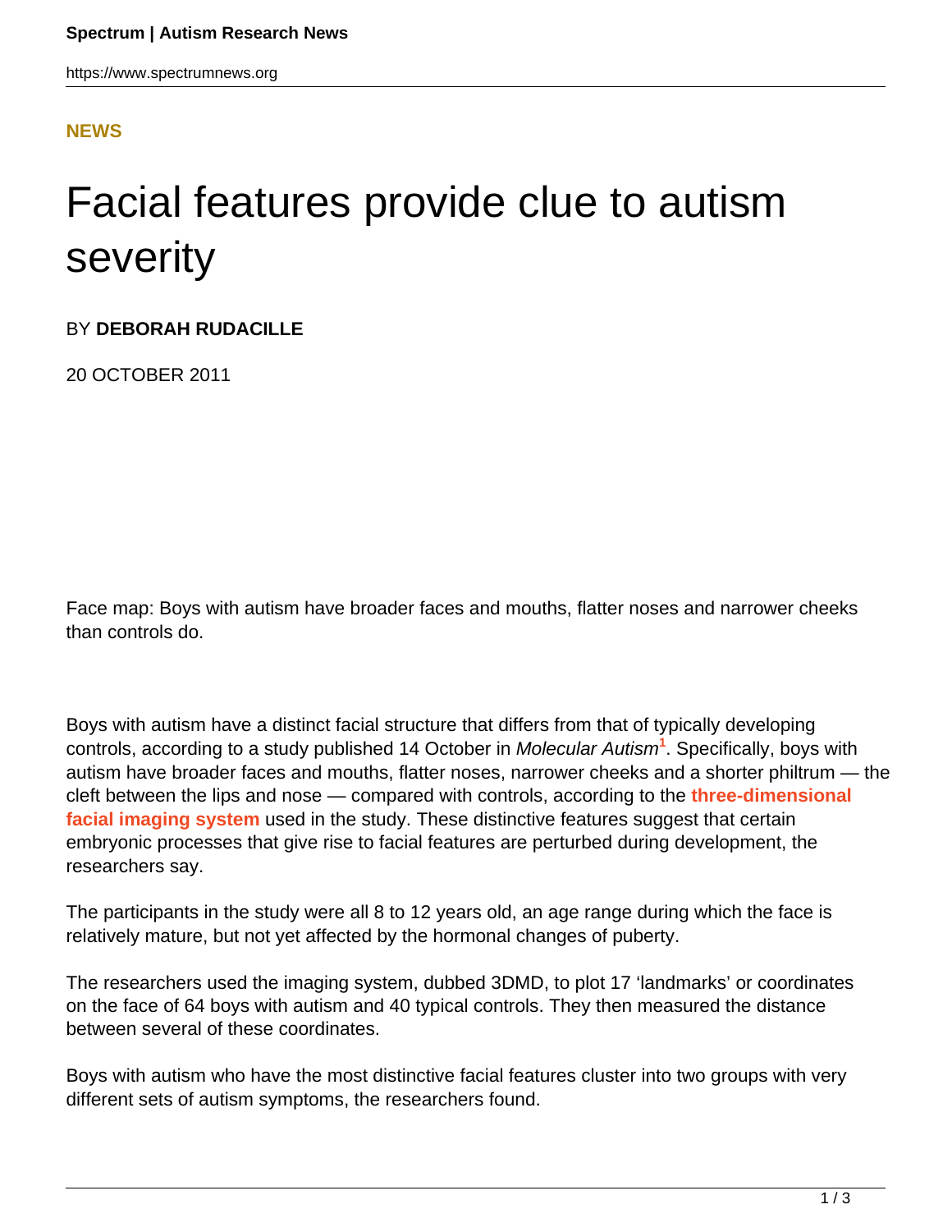**NEWS**

# Facial features provide clue to autism severity

BY **DEBORAH RUDACILLE**

20 OCTOBER 2011

Face map: Boys with autism have broader faces and mouths, flatter noses and narrower cheeks than controls do.

Boys with autism have a distinct facial structure that differs from that of typically developing controls, according to a study published 14 October in *Molecular Autism*[1]. Specifically, boys with autism have broader faces and mouths, flatter noses, narrower cheeks and a shorter philtrum — the cleft between the lips and nose — compared with controls, according to the **three-dimensional facial imaging system** used in the study. These distinctive features suggest that certain embryonic processes that give rise to facial features are perturbed during development, the researchers say.

The participants in the study were all 8 to 12 years old, an age range during which the face is relatively mature, but not yet affected by the hormonal changes of puberty.

The researchers used the imaging system, dubbed 3DMD, to plot 17 'landmarks' or coordinates on the face of 64 boys with autism and 40 typical controls. They then measured the distance between several of these coordinates.

Boys with autism who have the most distinctive facial features cluster into two groups with very different sets of autism symptoms, the researchers found.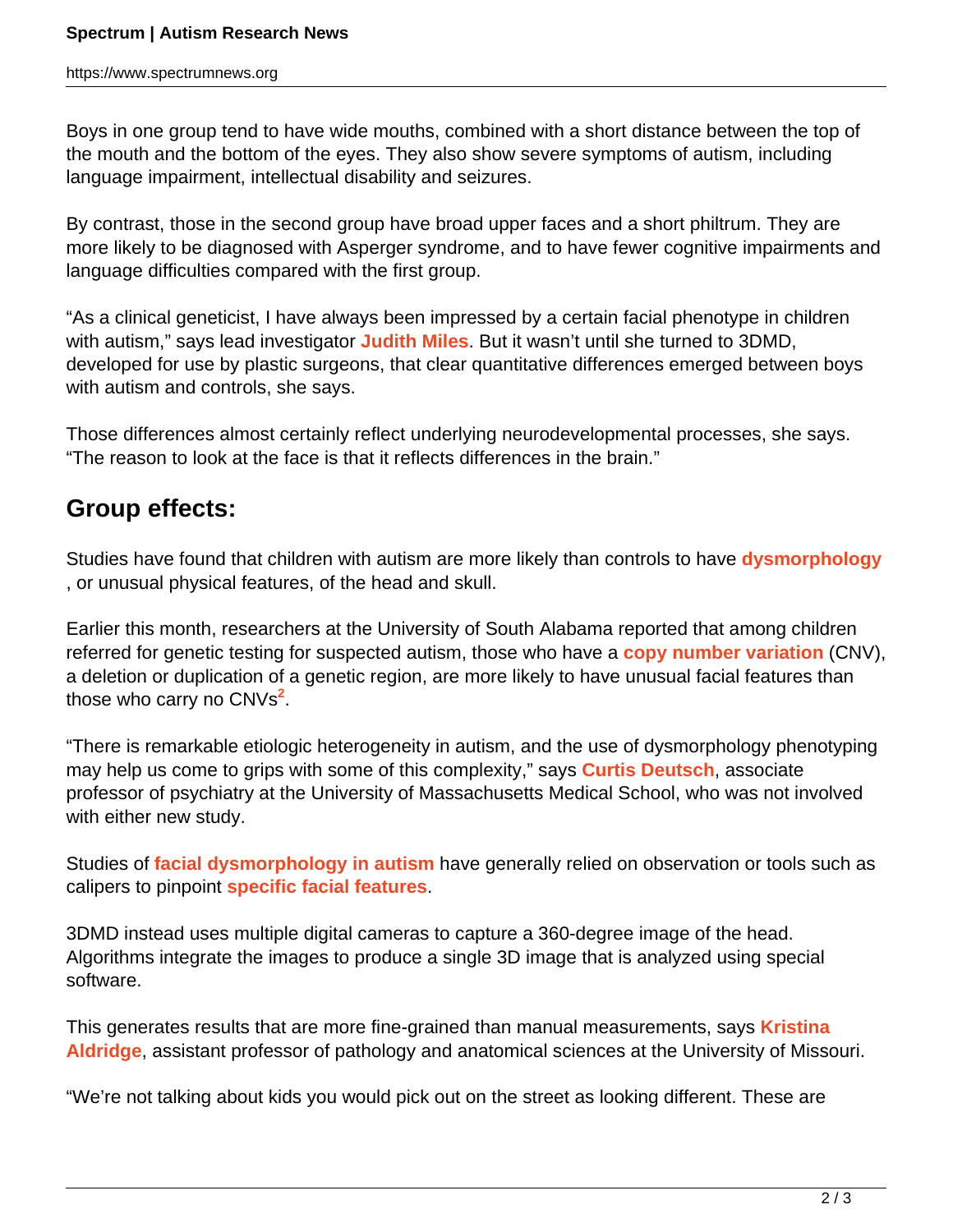Boys in one group tend to have wide mouths, combined with a short distance between the top of the mouth and the bottom of the eyes. They also show severe symptoms of autism, including language impairment, intellectual disability and seizures.

By contrast, those in the second group have broad upper faces and a short philtrum. They are more likely to be diagnosed with Asperger syndrome, and to have fewer cognitive impairments and language difficulties compared with the first group.

"As a clinical geneticist, I have always been impressed by a certain facial phenotype in children with autism," says lead investigator **Judith Miles**. But it wasn't until she turned to 3DMD, developed for use by plastic surgeons, that clear quantitative differences emerged between boys with autism and controls, she says.

Those differences almost certainly reflect underlying neurodevelopmental processes, she says. "The reason to look at the face is that it reflects differences in the brain."

## Group effects:

Studies have found that children with autism are more likely than controls to have **dysmorphology**, or unusual physical features, of the head and skull.

Earlier this month, researchers at the University of South Alabama reported that among children referred for genetic testing for suspected autism, those who have a **copy number variation** (CNV), a deletion or duplication of a genetic region, are more likely to have unusual facial features than those who carry no CNVs[2].

"There is remarkable etiologic heterogeneity in autism, and the use of dysmorphology phenotyping may help us come to grips with some of this complexity," says **Curtis Deutsch**, associate professor of psychiatry at the University of Massachusetts Medical School, who was not involved with either new study.

Studies of **facial dysmorphology in autism** have generally relied on observation or tools such as calipers to pinpoint **specific facial features**.

3DMD instead uses multiple digital cameras to capture a 360-degree image of the head. Algorithms integrate the images to produce a single 3D image that is analyzed using special software.

This generates results that are more fine-grained than manual measurements, says **Kristina Aldridge**, assistant professor of pathology and anatomical sciences at the University of Missouri.

"We're not talking about kids you would pick out on the street as looking different. These are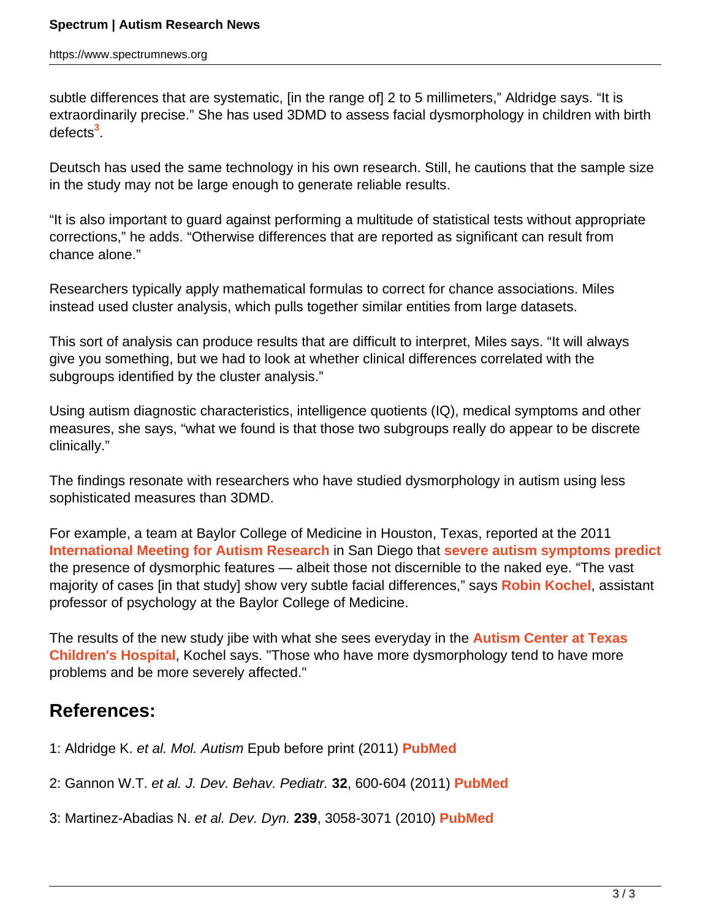subtle differences that are systematic, [in the range of] 2 to 5 millimeters," Aldridge says. "It is extraordinarily precise." She has used 3DMD to assess facial dysmorphology in children with birth defects[3].

Deutsch has used the same technology in his own research. Still, he cautions that the sample size in the study may not be large enough to generate reliable results.

"It is also important to guard against performing a multitude of statistical tests without appropriate corrections," he adds. "Otherwise differences that are reported as significant can result from chance alone."

Researchers typically apply mathematical formulas to correct for chance associations. Miles instead used cluster analysis, which pulls together similar entities from large datasets.

This sort of analysis can produce results that are difficult to interpret, Miles says. "It will always give you something, but we had to look at whether clinical differences correlated with the subgroups identified by the cluster analysis."

Using autism diagnostic characteristics, intelligence quotients (IQ), medical symptoms and other measures, she says, "what we found is that those two subgroups really do appear to be discrete clinically."

The findings resonate with researchers who have studied dysmorphology in autism using less sophisticated measures than 3DMD.

For example, a team at Baylor College of Medicine in Houston, Texas, reported at the 2011 **International Meeting for Autism Research** in San Diego that **severe autism symptoms predict** the presence of dysmorphic features — albeit those not discernible to the naked eye. "The vast majority of cases [in that study] show very subtle facial differences," says **Robin Kochel**, assistant professor of psychology at the Baylor College of Medicine.

The results of the new study jibe with what she sees everyday in the **Autism Center at Texas Children's Hospital**, Kochel says. "Those who have more dysmorphology tend to have more problems and be more severely affected."

## References:

1: Aldridge K. *et al. Mol. Autism* Epub before print (2011) **PubMed**

2: Gannon W.T. *et al. J. Dev. Behav. Pediatr.* **32**, 600-604 (2011) **PubMed**

3: Martinez-Abadias N. *et al. Dev. Dyn.* **239**, 3058-3071 (2010) **PubMed**